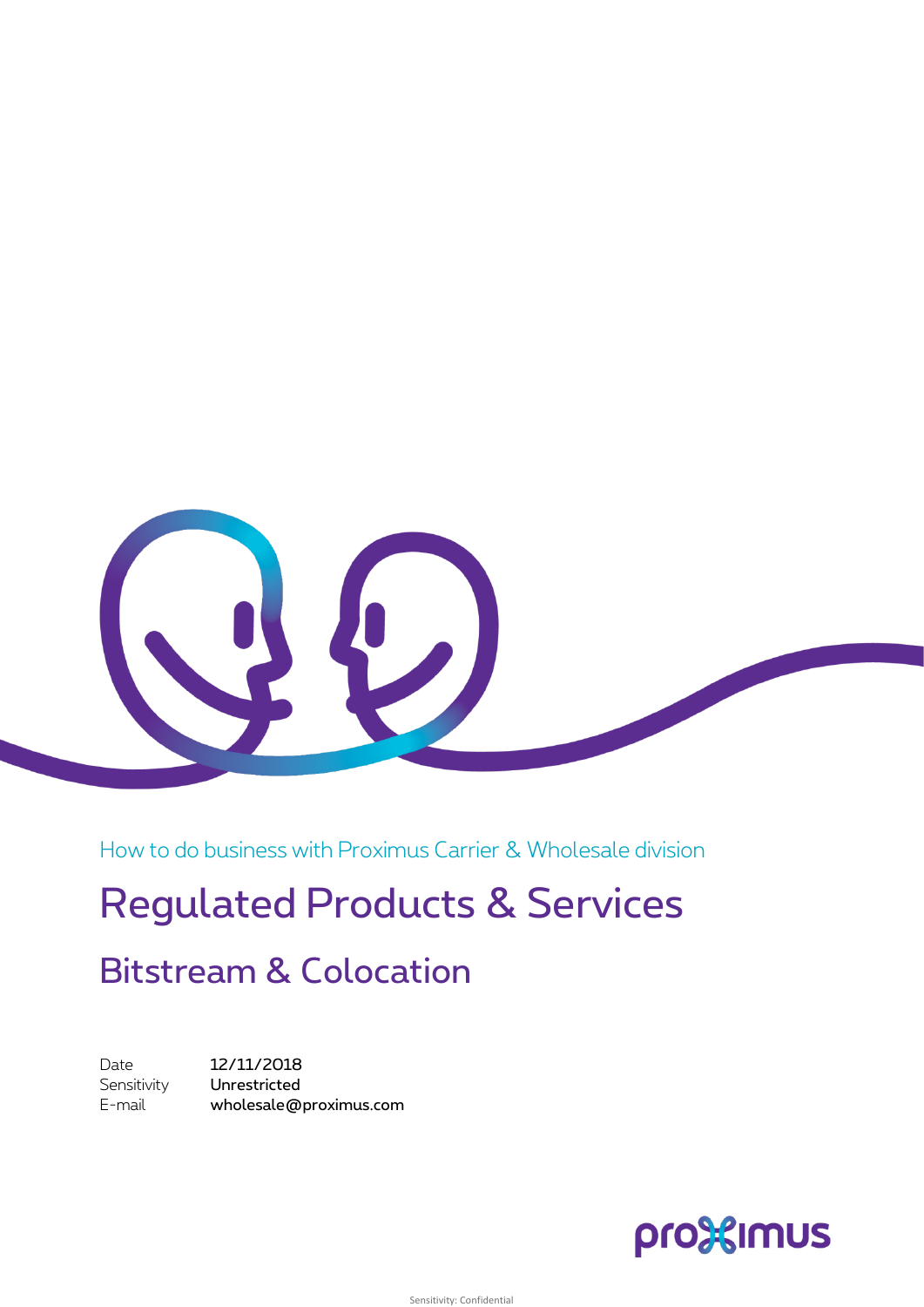How to do business with Proximus Carrier & Wholesale division

# Regulated Products & Services

## Bitstream & Colocation

| | |
|---|---|
| Date | **12/11/2018** |
| Sensitivity | **Unrestricted** |
| E-mail | **wholesale@proximus.com** |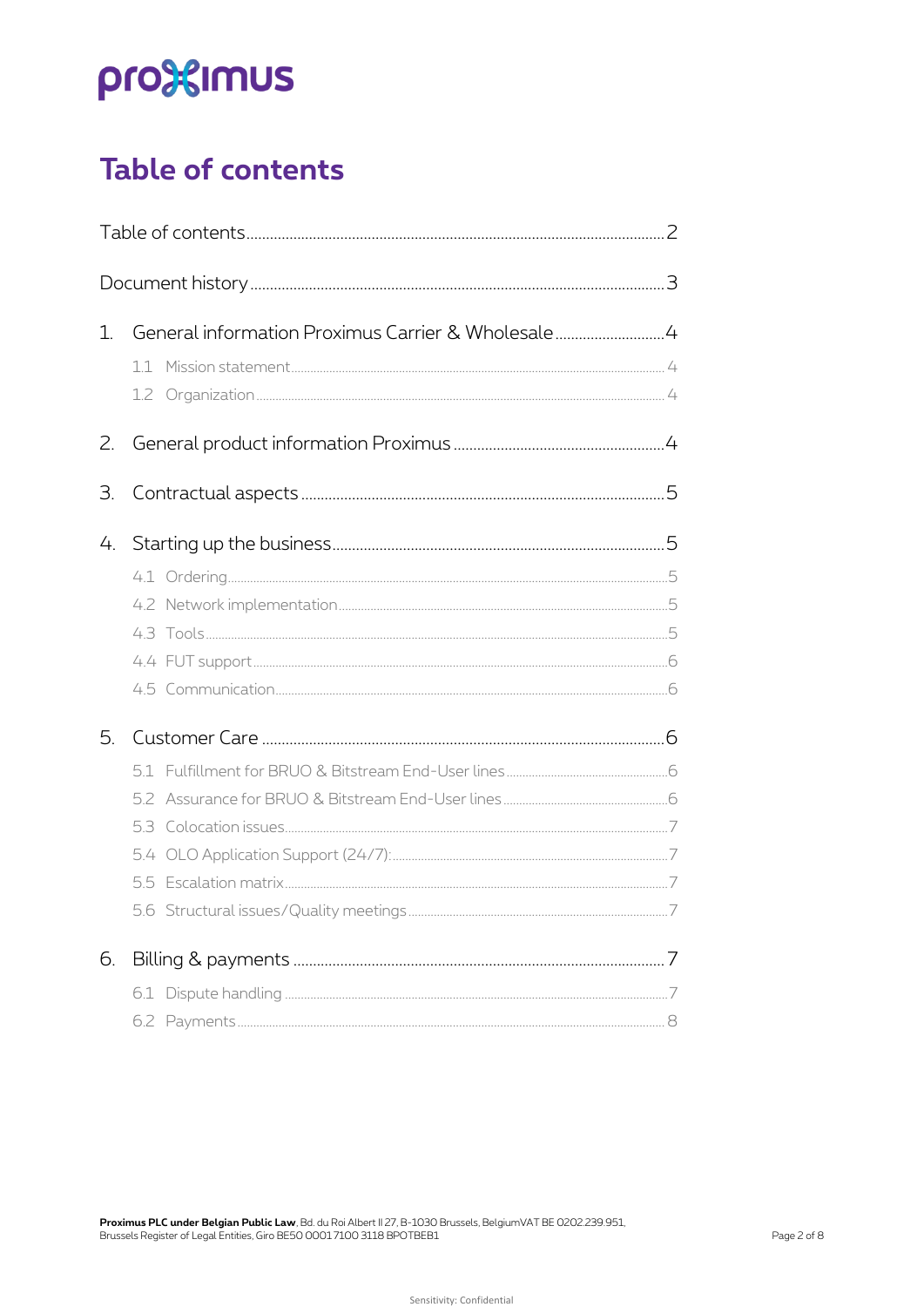# Table of contents

Table of contents ........ 2

Document history ........ 3

1. General information Proximus Carrier & Wholesale ........ 4
   - 1.1 Mission statement ........ 4
   - 1.2 Organization ........ 4
2. General product information Proximus ........ 4
3. Contractual aspects ........ 5
4. Starting up the business ........ 5
   - 4.1 Ordering ........ 5
   - 4.2 Network implementation ........ 5
   - 4.3 Tools ........ 5
   - 4.4 FUT support ........ 6
   - 4.5 Communication ........ 6
5. Customer Care ........ 6
   - 5.1 Fulfillment for BRUO & Bitstream End-User lines ........ 6
   - 5.2 Assurance for BRUO & Bitstream End-User lines ........ 6
   - 5.3 Colocation issues ........ 7
   - 5.4 OLO Application Support (24/7): ........ 7
   - 5.5 Escalation matrix ........ 7
   - 5.6 Structural issues/Quality meetings ........ 7
6. Billing & payments ........ 7
   - 6.1 Dispute handling ........ 7
   - 6.2 Payments ........ 8

**Proximus PLC under Belgian Public Law**, Bd. du Roi Albert II 27, B-1030 Brussels, BelgiumVAT BE 0202.239.951, Brussels Register of Legal Entities, Giro BE50 0001 7100 3118 BPOTBEB1

Sensitivity: Confidential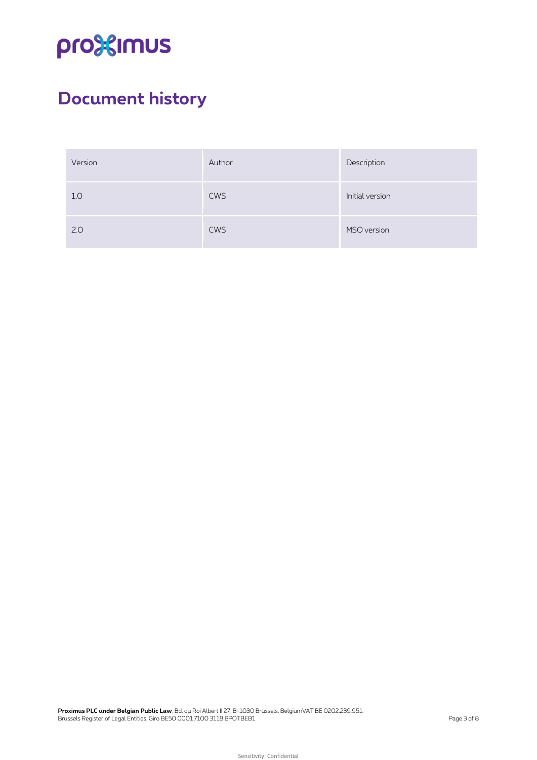# Document history

| Version | Author | Description |
| --- | --- | --- |
| 1.0 | CWS | Initial version |
| 2.0 | CWS | MSO version |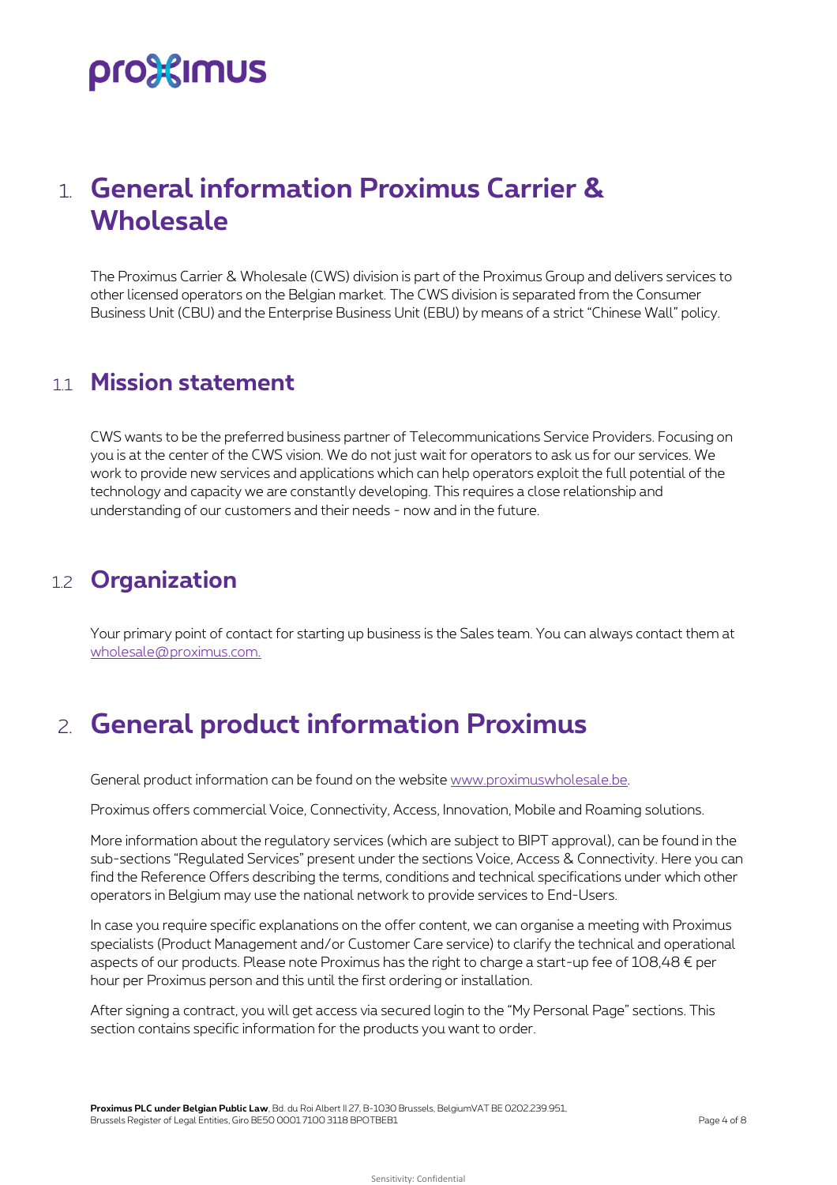# 1. General information Proximus Carrier & Wholesale

The Proximus Carrier & Wholesale (CWS) division is part of the Proximus Group and delivers services to other licensed operators on the Belgian market. The CWS division is separated from the Consumer Business Unit (CBU) and the Enterprise Business Unit (EBU) by means of a strict "Chinese Wall" policy.

## 1.1 Mission statement

CWS wants to be the preferred business partner of Telecommunications Service Providers. Focusing on you is at the center of the CWS vision. We do not just wait for operators to ask us for our services. We work to provide new services and applications which can help operators exploit the full potential of the technology and capacity we are constantly developing. This requires a close relationship and understanding of our customers and their needs - now and in the future.

## 1.2 Organization

Your primary point of contact for starting up business is the Sales team. You can always contact them at wholesale@proximus.com.

# 2. General product information Proximus

General product information can be found on the website www.proximuswholesale.be.

Proximus offers commercial Voice, Connectivity, Access, Innovation, Mobile and Roaming solutions.

More information about the regulatory services (which are subject to BIPT approval), can be found in the sub-sections "Regulated Services" present under the sections Voice, Access & Connectivity. Here you can find the Reference Offers describing the terms, conditions and technical specifications under which other operators in Belgium may use the national network to provide services to End-Users.

In case you require specific explanations on the offer content, we can organise a meeting with Proximus specialists (Product Management and/or Customer Care service) to clarify the technical and operational aspects of our products. Please note Proximus has the right to charge a start-up fee of 108,48 € per hour per Proximus person and this until the first ordering or installation.

After signing a contract, you will get access via secured login to the "My Personal Page" sections. This section contains specific information for the products you want to order.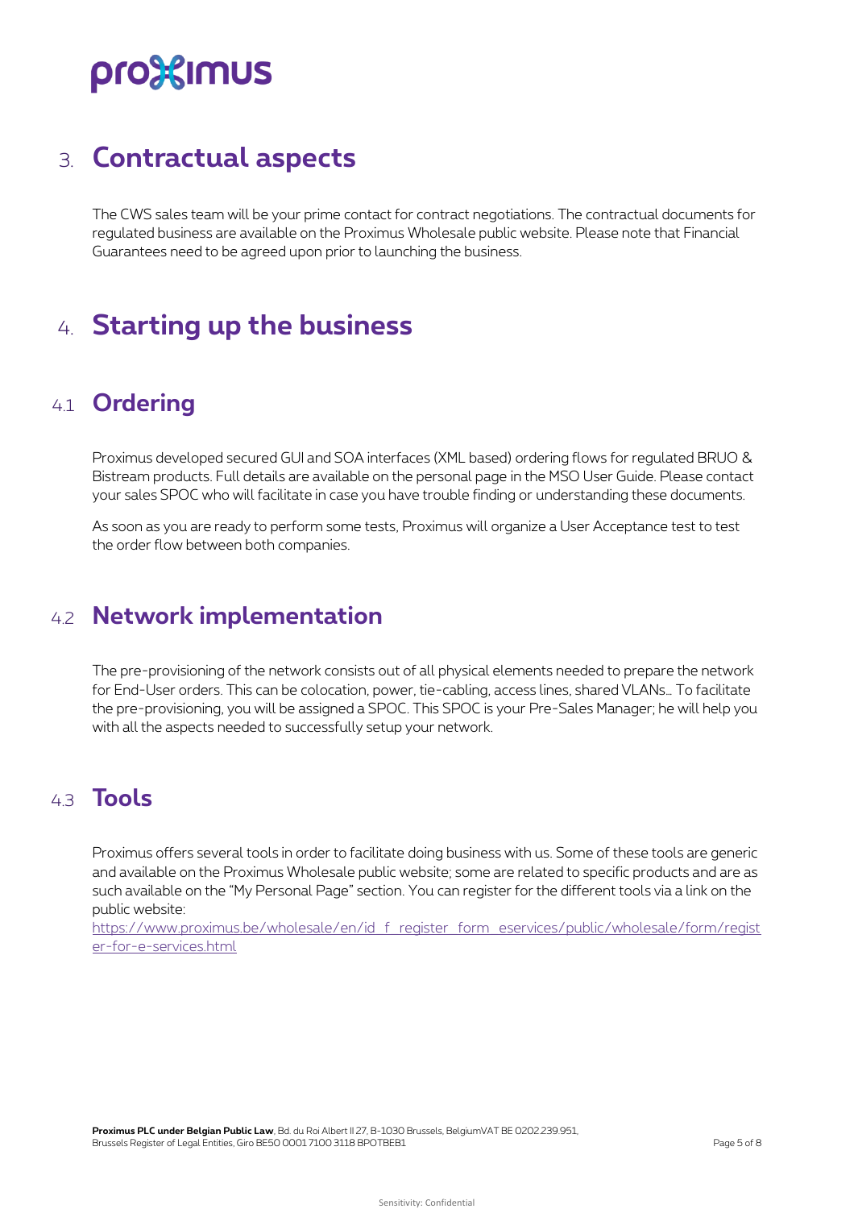# 3. Contractual aspects

The CWS sales team will be your prime contact for contract negotiations. The contractual documents for regulated business are available on the Proximus Wholesale public website. Please note that Financial Guarantees need to be agreed upon prior to launching the business.

# 4. Starting up the business

## 4.1 Ordering

Proximus developed secured GUI and SOA interfaces (XML based) ordering flows for regulated BRUO & Bistream products. Full details are available on the personal page in the MSO User Guide. Please contact your sales SPOC who will facilitate in case you have trouble finding or understanding these documents.

As soon as you are ready to perform some tests, Proximus will organize a User Acceptance test to test the order flow between both companies.

## 4.2 Network implementation

The pre-provisioning of the network consists out of all physical elements needed to prepare the network for End-User orders. This can be colocation, power, tie-cabling, access lines, shared VLANs… To facilitate the pre-provisioning, you will be assigned a SPOC. This SPOC is your Pre-Sales Manager; he will help you with all the aspects needed to successfully setup your network.

## 4.3 Tools

Proximus offers several tools in order to facilitate doing business with us. Some of these tools are generic and available on the Proximus Wholesale public website; some are related to specific products and are as such available on the “My Personal Page” section. You can register for the different tools via a link on the public website:
[https://www.proximus.be/wholesale/en/id_f_register_form_eservices/public/wholesale/form/register-for-e-services.html](https://www.proximus.be/wholesale/en/id_f_register_form_eservices/public/wholesale/form/register-for-e-services.html)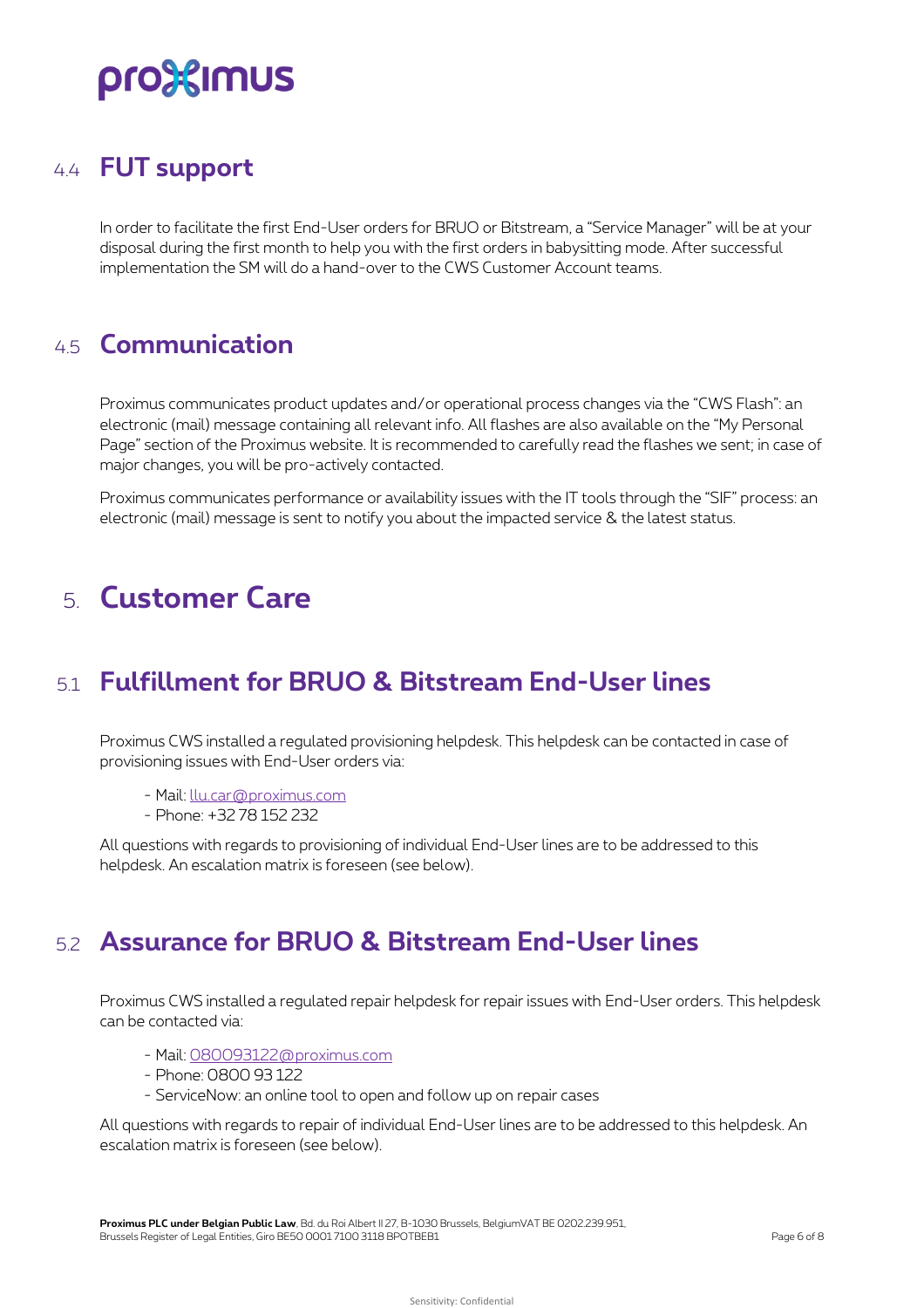## 4.4 FUT support

In order to facilitate the first End-User orders for BRUO or Bitstream, a "Service Manager" will be at your disposal during the first month to help you with the first orders in babysitting mode. After successful implementation the SM will do a hand-over to the CWS Customer Account teams.

## 4.5 Communication

Proximus communicates product updates and/or operational process changes via the "CWS Flash": an electronic (mail) message containing all relevant info. All flashes are also available on the "My Personal Page" section of the Proximus website. It is recommended to carefully read the flashes we sent; in case of major changes, you will be pro-actively contacted.

Proximus communicates performance or availability issues with the IT tools through the "SIF" process: an electronic (mail) message is sent to notify you about the impacted service & the latest status.

# 5. Customer Care

## 5.1 Fulfillment for BRUO & Bitstream End-User lines

Proximus CWS installed a regulated provisioning helpdesk. This helpdesk can be contacted in case of provisioning issues with End-User orders via:

- Mail: llu.car@proximus.com
- Phone: +32 78 152 232

All questions with regards to provisioning of individual End-User lines are to be addressed to this helpdesk. An escalation matrix is foreseen (see below).

## 5.2 Assurance for BRUO & Bitstream End-User lines

Proximus CWS installed a regulated repair helpdesk for repair issues with End-User orders. This helpdesk can be contacted via:

- Mail: 080093122@proximus.com
- Phone: 0800 93 122
- ServiceNow: an online tool to open and follow up on repair cases

All questions with regards to repair of individual End-User lines are to be addressed to this helpdesk. An escalation matrix is foreseen (see below).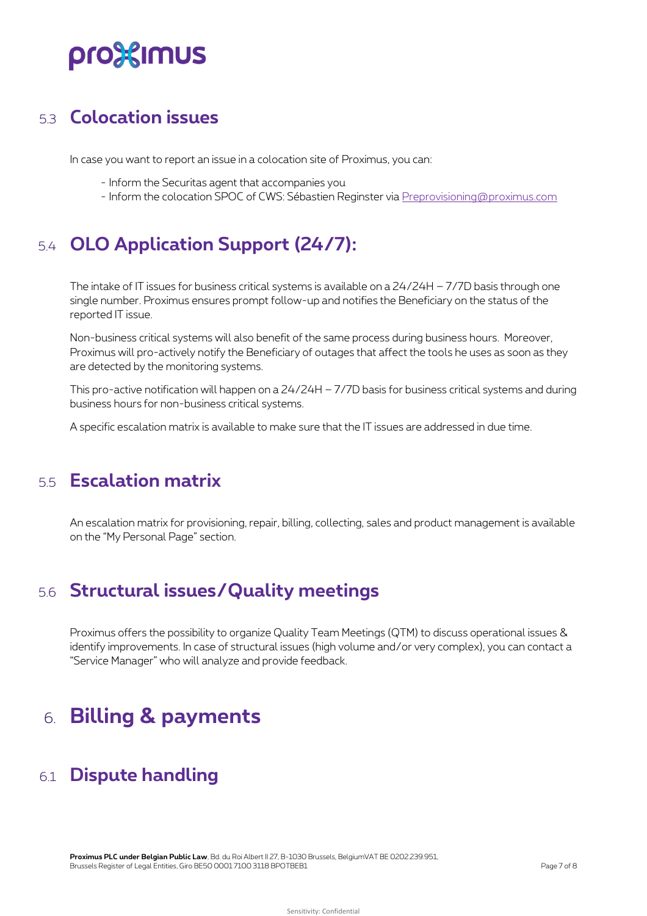## 5.3 Colocation issues

In case you want to report an issue in a colocation site of Proximus, you can:

- Inform the Securitas agent that accompanies you
- Inform the colocation SPOC of CWS: Sébastien Reginster via Preprovisioning@proximus.com

## 5.4 OLO Application Support (24/7):

The intake of IT issues for business critical systems is available on a 24/24H – 7/7D basis through one single number. Proximus ensures prompt follow-up and notifies the Beneficiary on the status of the reported IT issue.

Non-business critical systems will also benefit of the same process during business hours. Moreover, Proximus will pro-actively notify the Beneficiary of outages that affect the tools he uses as soon as they are detected by the monitoring systems.

This pro-active notification will happen on a 24/24H – 7/7D basis for business critical systems and during business hours for non-business critical systems.

A specific escalation matrix is available to make sure that the IT issues are addressed in due time.

## 5.5 Escalation matrix

An escalation matrix for provisioning, repair, billing, collecting, sales and product management is available on the "My Personal Page" section.

## 5.6 Structural issues/Quality meetings

Proximus offers the possibility to organize Quality Team Meetings (QTM) to discuss operational issues & identify improvements. In case of structural issues (high volume and/or very complex), you can contact a "Service Manager" who will analyze and provide feedback.

# 6. Billing & payments

## 6.1 Dispute handling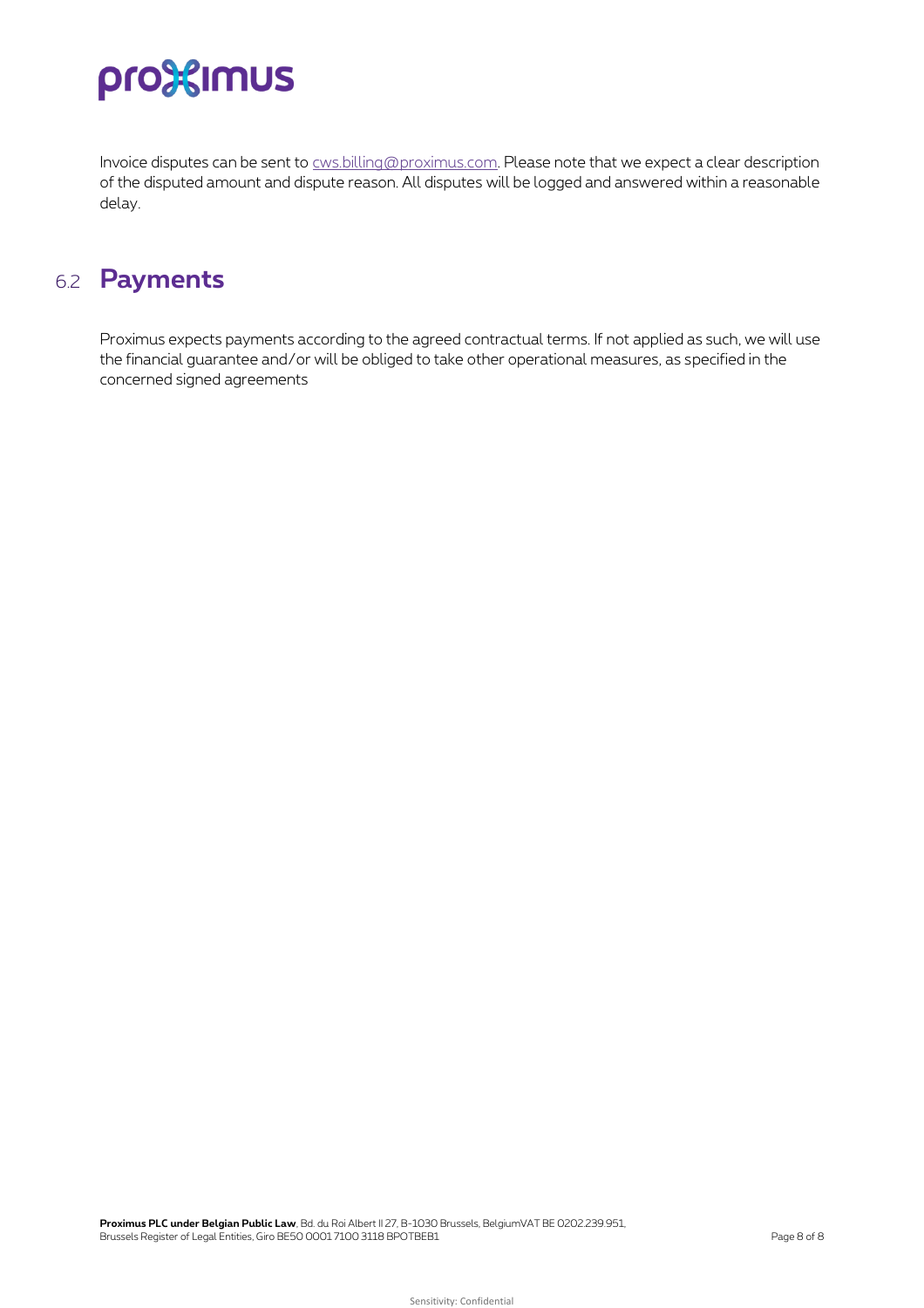Invoice disputes can be sent to cws.billing@proximus.com. Please note that we expect a clear description of the disputed amount and dispute reason. All disputes will be logged and answered within a reasonable delay.

## 6.2 Payments

Proximus expects payments according to the agreed contractual terms. If not applied as such, we will use the financial guarantee and/or will be obliged to take other operational measures, as specified in the concerned signed agreements